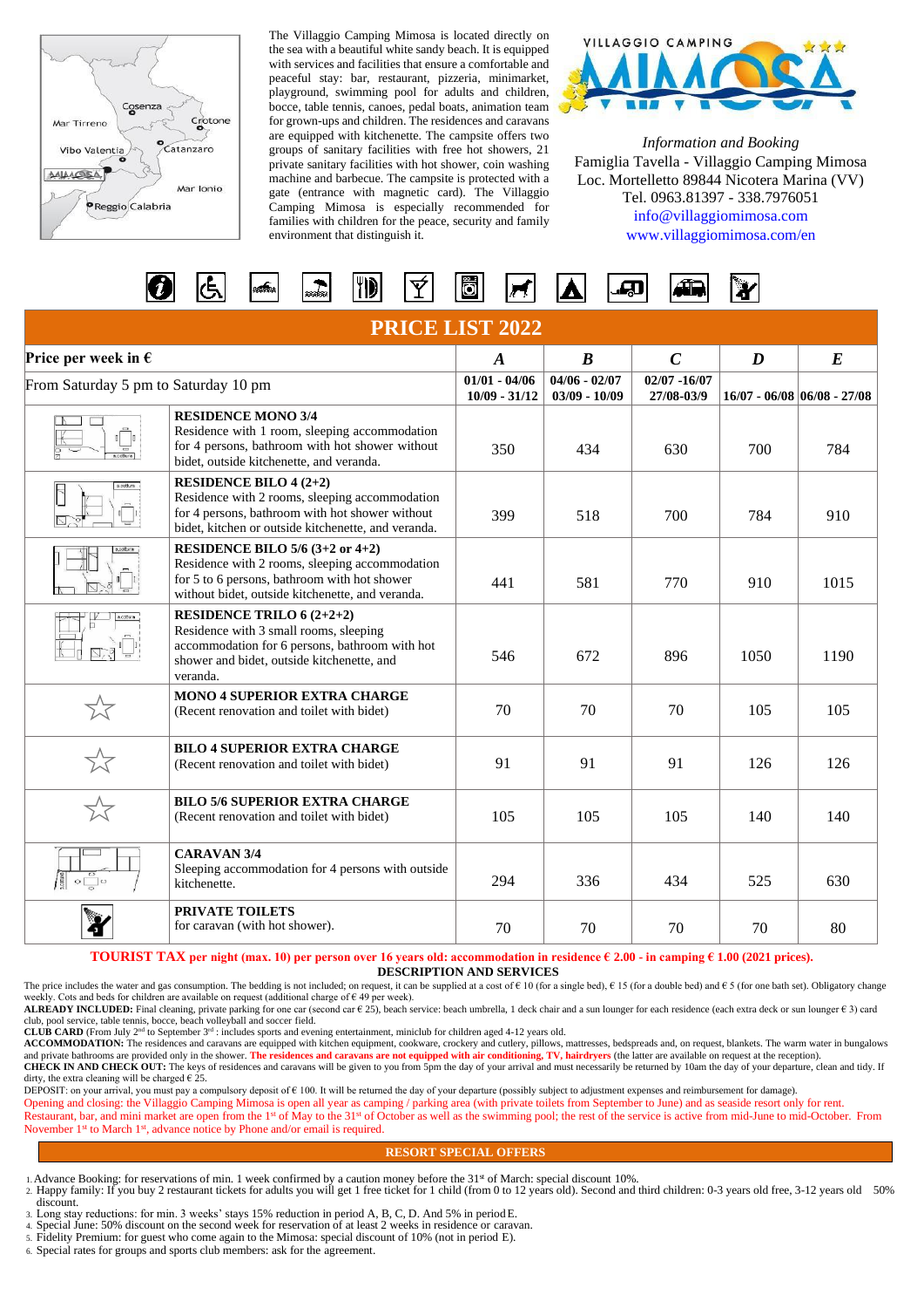The Villaggio Camping Mimosa is located directly on the sea with a beautiful white sandy beach. It is equipped with services and facilities that ensure a comfortable and peaceful stay: bar, restaurant, pizzeria, minimarket, playground, swimming pool for adults and children, bocce, table tennis, canoes, pedal boats, animation team for grown-ups and children. The residences and caravans are equipped with kitchenette. The campsite offers two groups of sanitary facilities with free hot showers, 21 private sanitary facilities with hot shower, coin washing machine and barbecue. The campsite is protected with a gate (entrance with magnetic card). The Villaggio Camping Mimosa is especially recommended for families with children for the peace, security and family environment that distinguish it.

VILLAGGIO CAMPING MIMOSA

*Information and Booking*
Famiglia Tavella - Villaggio Camping Mimosa
Loc. Mortelletto 89844 Nicotera Marina (VV)
Tel. 0963.81397 - 338.7976051
info@villaggiomimosa.com
www.villaggiomimosa.com/en

# PRICE LIST 2022

| **Price per week in €** | | ***A*** | ***B*** | ***C*** | ***D*** | ***E*** |
|---|---|---|---|---|---|---|
| From Saturday 5 pm to Saturday 10 pm | | **01/01 - 04/06 10/09 - 31/12** | **04/06 - 02/07 03/09 - 10/09** | **02/07 -16/07 27/08-03/9** | **16/07 - 06/08** | **06/08 - 27/08** |
| | **RESIDENCE MONO 3/4** Residence with 1 room, sleeping accommodation for 4 persons, bathroom with hot shower without bidet, outside kitchenette, and veranda. | 350 | 434 | 630 | 700 | 784 |
| | **RESIDENCE BILO 4 (2+2)** Residence with 2 rooms, sleeping accommodation for 4 persons, bathroom with hot shower without bidet, kitchen or outside kitchenette, and veranda. | 399 | 518 | 700 | 784 | 910 |
| | **RESIDENCE BILO 5/6 (3+2 or 4+2)** Residence with 2 rooms, sleeping accommodation for 5 to 6 persons, bathroom with hot shower without bidet, outside kitchenette, and veranda. | 441 | 581 | 770 | 910 | 1015 |
| | **RESIDENCE TRILO 6 (2+2+2)** Residence with 3 small rooms, sleeping accommodation for 6 persons, bathroom with hot shower and bidet, outside kitchenette, and veranda. | 546 | 672 | 896 | 1050 | 1190 |
| ☆ | **MONO 4 SUPERIOR EXTRA CHARGE** (Recent renovation and toilet with bidet) | 70 | 70 | 70 | 105 | 105 |
| ☆ | **BILO 4 SUPERIOR EXTRA CHARGE** (Recent renovation and toilet with bidet) | 91 | 91 | 91 | 126 | 126 |
| ☆ | **BILO 5/6 SUPERIOR EXTRA CHARGE** (Recent renovation and toilet with bidet) | 105 | 105 | 105 | 140 | 140 |
| | **CARAVAN 3/4** Sleeping accommodation for 4 persons with outside kitchenette. | 294 | 336 | 434 | 525 | 630 |
| | **PRIVATE TOILETS** for caravan (with hot shower). | 70 | 70 | 70 | 70 | 80 |

**TOURIST TAX per night (max. 10) per person over 16 years old: accommodation in residence € 2.00 - in camping € 1.00 (2021 prices).**

**DESCRIPTION AND SERVICES**

The price includes the water and gas consumption. The bedding is not included; on request, it can be supplied at a cost of € 10 (for a single bed), € 15 (for a double bed) and € 5 (for one bath set). Obligatory change weekly. Cots and beds for children are available on request (additional charge of € 49 per week).

**ALREADY INCLUDED:** Final cleaning, private parking for one car (second car € 25), beach service: beach umbrella, 1 deck chair and a sun lounger for each residence (each extra deck or sun lounger € 3) card club, pool service, table tennis, bocce, beach volleyball and soccer field.

**CLUB CARD** (From July 2nd to September 3rd : includes sports and evening entertainment, miniclub for children aged 4-12 years old.

**ACCOMMODATION:** The residences and caravans are equipped with kitchen equipment, cookware, crockery and cutlery, pillows, mattresses, bedspreads and, on request, blankets. The warm water in bungalows and private bathrooms are provided only in the shower. **The residences and caravans are not equipped with air conditioning, TV, hairdryers** (the latter are available on request at the reception).

**CHECK IN AND CHECK OUT:** The keys of residences and caravans will be given to you from 5pm the day of your arrival and must necessarily be returned by 10am the day of your departure, clean and tidy. If dirty, the extra cleaning will be charged € 25.

DEPOSIT: on your arrival, you must pay a compulsory deposit of € 100. It will be returned the day of your departure (possibly subject to adjustment expenses and reimbursement for damage).

Opening and closing: the Villaggio Camping Mimosa is open all year as camping / parking area (with private toilets from September to June) and as seaside resort only for rent. Restaurant, bar, and mini market are open from the 1st of May to the 31st of October as well as the swimming pool; the rest of the service is active from mid-June to mid-October. From November 1st to March 1st, advance notice by Phone and/or email is required.

**RESORT SPECIAL OFFERS**

1. Advance Booking: for reservations of min. 1 week confirmed by a caution money before the 31st of March: special discount 10%.
2. Happy family: If you buy 2 restaurant tickets for adults you will get 1 free ticket for 1 child (from 0 to 12 years old). Second and third children: 0-3 years old free, 3-12 years old 50% discount.
3. Long stay reductions: for min. 3 weeks' stays 15% reduction in period A, B, C, D. And 5% in period E.
4. Special June: 50% discount on the second week for reservation of at least 2 weeks in residence or caravan.
5. Fidelity Premium: for guest who come again to the Mimosa: special discount of 10% (not in period E).
6. Special rates for groups and sports club members: ask for the agreement.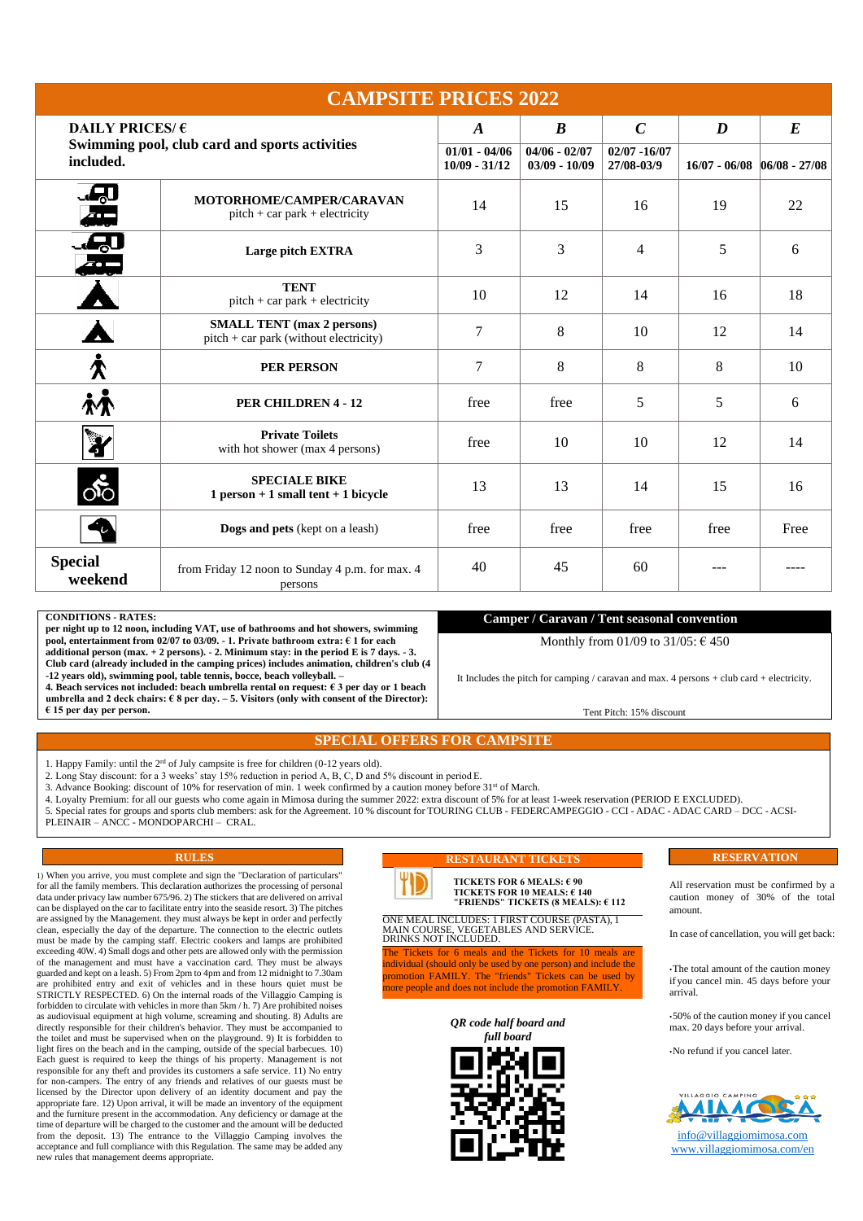# CAMPSITE PRICES 2022

| DAILY PRICES/ € Swimming pool, club card and sports activities included. | | A 01/01 - 04/06 10/09 - 31/12 | B 04/06 - 02/07 03/09 - 10/09 | C 02/07 -16/07 27/08-03/9 | D 16/07 - 06/08 | E 06/08 - 27/08 |
|---|---|---|---|---|---|---|
| | **MOTORHOME/CAMPER/CARAVAN** pitch + car park + electricity | 14 | 15 | 16 | 19 | 22 |
| | **Large pitch EXTRA** | 3 | 3 | 4 | 5 | 6 |
| | **TENT** pitch + car park + electricity | 10 | 12 | 14 | 16 | 18 |
| | **SMALL TENT (max 2 persons)** pitch + car park (without electricity) | 7 | 8 | 10 | 12 | 14 |
| | **PER PERSON** | 7 | 8 | 8 | 8 | 10 |
| | **PER CHILDREN 4 - 12** | free | free | 5 | 5 | 6 |
| | **Private Toilets** with hot shower (max 4 persons) | free | 10 | 10 | 12 | 14 |
| | **SPECIALE BIKE** **1 person + 1 small tent + 1 bicycle** | 13 | 13 | 14 | 15 | 16 |
| | **Dogs and pets** (kept on a leash) | free | free | free | free | Free |
| **Special weekend** | from Friday 12 noon to Sunday 4 p.m. for max. 4 persons | 40 | 45 | 60 | --- | ---- |

**CONDITIONS - RATES:**
**per night up to 12 noon, including VAT, use of bathrooms and hot showers, swimming pool, entertainment from 02/07 to 03/09. - 1. Private bathroom extra: € 1 for each additional person (max. + 2 persons). - 2. Minimum stay: in the period E is 7 days. - 3. Club card (already included in the camping prices) includes animation, children's club (4 -12 years old), swimming pool, table tennis, bocce, beach volleyball. – 4. Beach services not included: beach umbrella rental on request: € 3 per day or 1 beach umbrella and 2 deck chairs: € 8 per day. – 5. Visitors (only with consent of the Director): € 15 per day per person.**

**Camper / Caravan / Tent seasonal convention**

Monthly from 01/09 to 31/05: € 450

It Includes the pitch for camping / caravan and max. 4 persons + club card + electricity.

Tent Pitch: 15% discount

## SPECIAL OFFERS FOR CAMPSITE

1. Happy Family: until the 2nd of July campsite is free for children (0-12 years old).
2. Long Stay discount: for a 3 weeks' stay 15% reduction in period A, B, C, D and 5% discount in period E.
3. Advance Booking: discount of 10% for reservation of min. 1 week confirmed by a caution money before 31st of March.
4. Loyalty Premium: for all our guests who come again in Mimosa during the summer 2022: extra discount of 5% for at least 1-week reservation (PERIOD E EXCLUDED).
5. Special rates for groups and sports club members: ask for the Agreement. 10 % discount for TOURING CLUB - FEDERCAMPEGGIO - CCI - ADAC - ADAC CARD – DCC - ACSI-PLEINAIR – ANCC - MONDOPARCHI – CRAL.

## RULES

1) When you arrive, you must complete and sign the "Declaration of particulars" for all the family members. This declaration authorizes the processing of personal data under privacy law number 675/96. 2) The stickers that are delivered on arrival can be displayed on the car to facilitate entry into the seaside resort. 3) The pitches are assigned by the Management. they must always be kept in order and perfectly clean, especially the day of the departure. The connection to the electric outlets must be made by the camping staff. Electric cookers and lamps are prohibited exceeding 40W. 4) Small dogs and other pets are allowed only with the permission of the management and must have a vaccination card. They must be always guarded and kept on a leash. 5) From 2pm to 4pm and from 12 midnight to 7.30am are prohibited entry and exit of vehicles and in these hours quiet must be STRICTLY RESPECTED. 6) On the internal roads of the Villaggio Camping is forbidden to circulate with vehicles in more than 5km / h. 7) Are prohibited noises as audiovisual equipment at high volume, screaming and shouting. 8) Adults are directly responsible for their children's behavior. They must be accompanied to the toilet and must be supervised when on the playground. 9) It is forbidden to light fires on the beach and in the camping, outside of the special barbecues. 10) Each guest is required to keep the things of his property. Management is not responsible for any theft and provides its customers a safe service. 11) No entry for non-campers. The entry of any friends and relatives of our guests must be licensed by the Director upon delivery of an identity document and pay the appropriate fare. 12) Upon arrival, it will be made an inventory of the equipment and the furniture present in the accommodation. Any deficiency or damage at the time of departure will be charged to the customer and the amount will be deducted from the deposit. 13) The entrance to the Villaggio Camping involves the acceptance and full compliance with this Regulation. The same may be added any new rules that management deems appropriate.

## RESTAURANT TICKETS

**TICKETS FOR 6 MEALS: € 90**
**TICKETS FOR 10 MEALS: € 140**
**"FRIENDS" TICKETS (8 MEALS): € 112**

ONE MEAL INCLUDES: 1 FIRST COURSE (PASTA), 1 MAIN COURSE, VEGETABLES AND SERVICE. DRINKS NOT INCLUDED.

The Tickets for 6 meals and the Tickets for 10 meals are individual (should only be used by one person) and include the promotion FAMILY. The "friends" Tickets can be used by more people and does not include the promotion FAMILY.

*QR code half board and full board*

## RESERVATION

All reservation must be confirmed by a caution money of 30% of the total amount.

In case of cancellation, you will get back:

- The total amount of the caution money if you cancel min. 45 days before your arrival.
- 50% of the caution money if you cancel max. 20 days before your arrival.
- No refund if you cancel later.

VILLAGGIO CAMPING MIMOSA

info@villaggiomimosa.com
www.villaggiomimosa.com/en